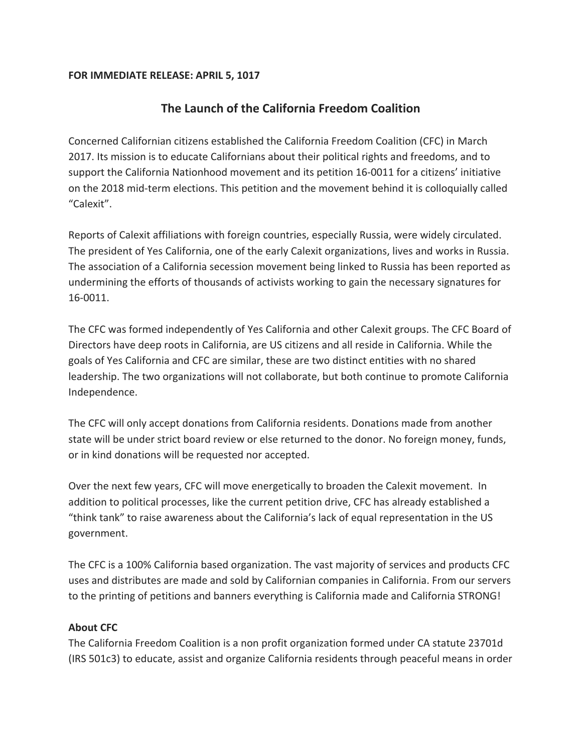**FOR IMMEDIATE RELEASE: APRIL 5, 1017**

## The Launch of the California Freedom Coalition

Concerned Californian citizens established the California Freedom Coalition (CFC) in March 2017. Its mission is to educate Californians about their political rights and freedoms, and to support the California Nationhood movement and its petition 16-0011 for a citizens' initiative on the 2018 mid-term elections. This petition and the movement behind it is colloquially called "Calexit".

Reports of Calexit affiliations with foreign countries, especially Russia, were widely circulated. The president of Yes California, one of the early Calexit organizations, lives and works in Russia. The association of a California secession movement being linked to Russia has been reported as undermining the efforts of thousands of activists working to gain the necessary signatures for 16-0011.

The CFC was formed independently of Yes California and other Calexit groups. The CFC Board of Directors have deep roots in California, are US citizens and all reside in California. While the goals of Yes California and CFC are similar, these are two distinct entities with no shared leadership. The two organizations will not collaborate, but both continue to promote California Independence.

The CFC will only accept donations from California residents. Donations made from another state will be under strict board review or else returned to the donor. No foreign money, funds, or in kind donations will be requested nor accepted.

Over the next few years, CFC will move energetically to broaden the Calexit movement. In addition to political processes, like the current petition drive, CFC has already established a "think tank" to raise awareness about the California's lack of equal representation in the US government.

The CFC is a 100% California based organization. The vast majority of services and products CFC uses and distributes are made and sold by Californian companies in California. From our servers to the printing of petitions and banners everything is California made and California STRONG!

**About CFC**

The California Freedom Coalition is a non profit organization formed under CA statute 23701d (IRS 501c3) to educate, assist and organize California residents through peaceful means in order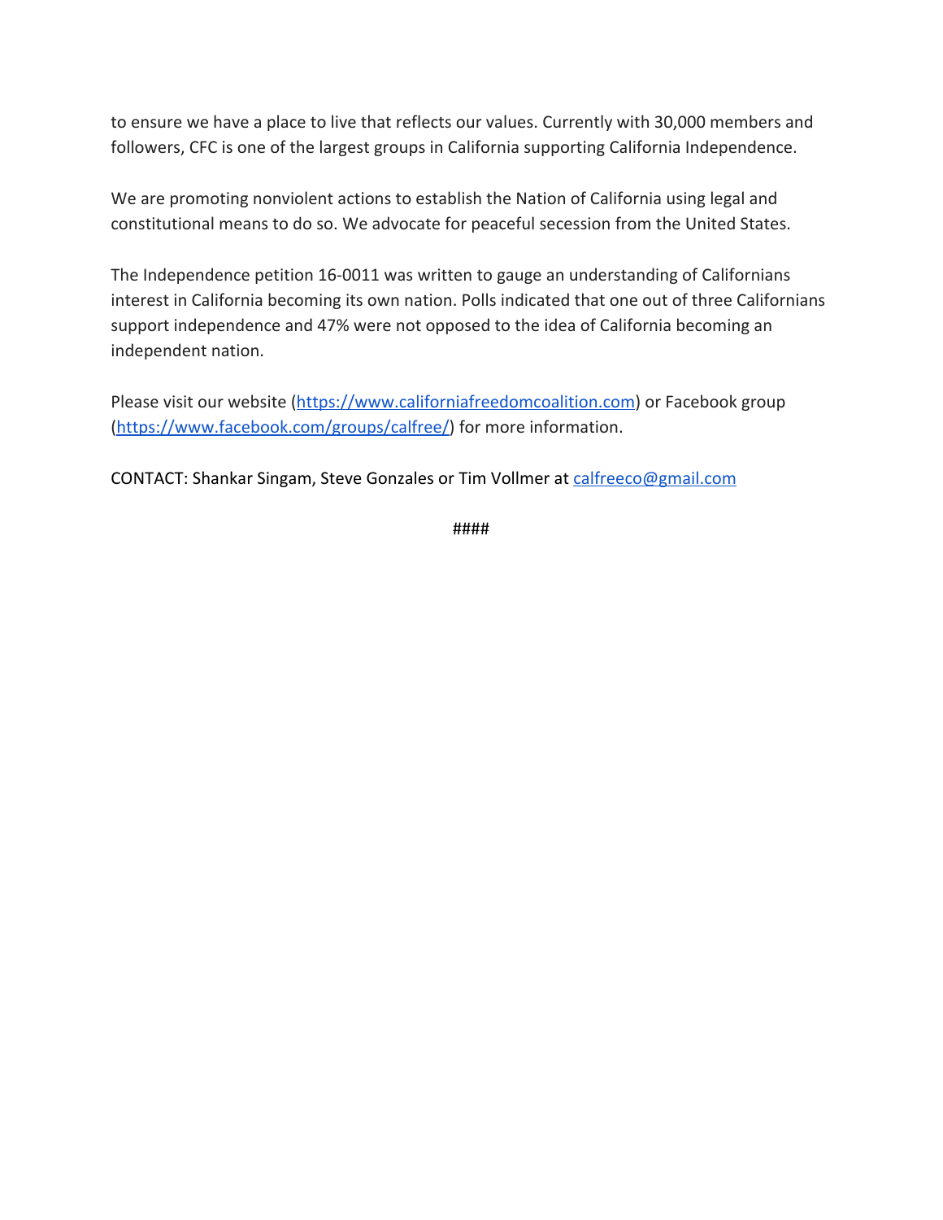to ensure we have a place to live that reflects our values. Currently with 30,000 members and followers, CFC is one of the largest groups in California supporting California Independence.

We are promoting nonviolent actions to establish the Nation of California using legal and constitutional means to do so. We advocate for peaceful secession from the United States.

The Independence petition 16-0011 was written to gauge an understanding of Californians interest in California becoming its own nation. Polls indicated that one out of three Californians support independence and 47% were not opposed to the idea of California becoming an independent nation.

Please visit our website (https://www.californiafreedomcoalition.com) or Facebook group (https://www.facebook.com/groups/calfree/) for more information.

CONTACT: Shankar Singam, Steve Gonzales or Tim Vollmer at calfreeco@gmail.com

####